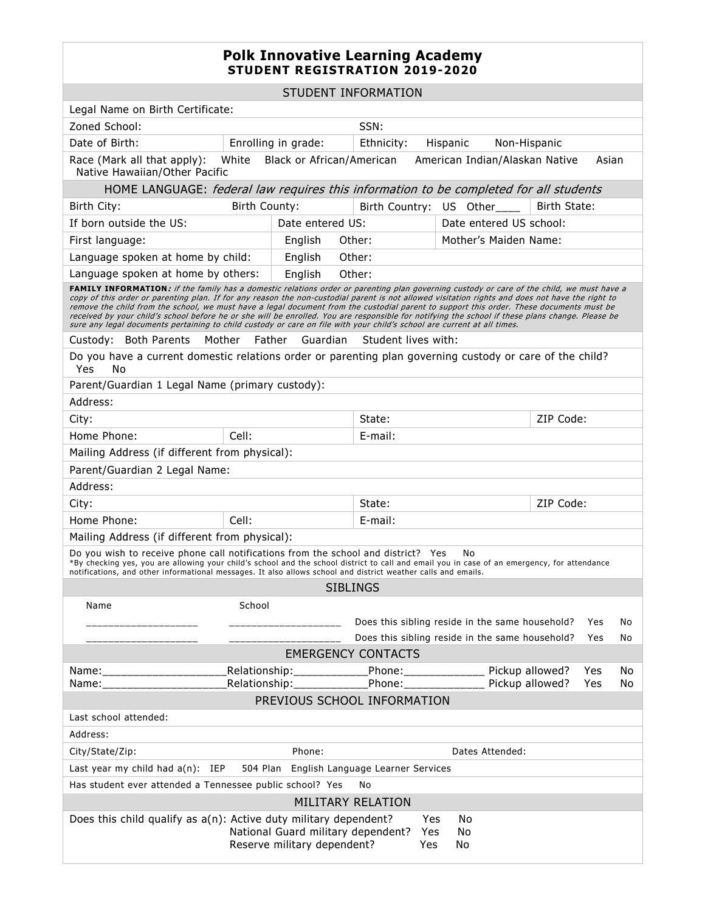# Polk Innovative Learning Academy
## STUDENT REGISTRATION 2019-2020

### STUDENT INFORMATION

Legal Name on Birth Certificate:

| Zoned School: | SSN: |
|---|---|

| Date of Birth: | Enrolling in grade: | Ethnicity: Hispanic Non-Hispanic |
|---|---|---|

Race (Mark all that apply): White Black or African/American American Indian/Alaskan Native Asian Native Hawaiian/Other Pacific

### HOME LANGUAGE: *federal law requires this information to be completed for all students*

| Birth City: | Birth County: | Birth Country: US Other____ | Birth State: |
|---|---|---|---|
| If born outside the US: | Date entered US: | Date entered US school: | |
| First language: | English Other: | Mother's Maiden Name: | |
| Language spoken at home by child: | English Other: | | |
| Language spoken at home by others: | English Other: | | |

**FAMILY INFORMATION***: if the family has a domestic relations order or parenting plan governing custody or care of the child, we must have a copy of this order or parenting plan. If for any reason the non-custodial parent is not allowed visitation rights and does not have the right to remove the child from the school, we must have a legal document from the custodial parent to support this order. These documents must be received by your child's school before he or she will be enrolled. You are responsible for notifying the school if these plans change. Please be sure any legal documents pertaining to child custody or care on file with your child's school are current at all times.*

Custody: Both Parents Mother Father Guardian Student lives with:

Do you have a current domestic relations order or parenting plan governing custody or care of the child? Yes No

Parent/Guardian 1 Legal Name (primary custody):

Address:

| City: | State: | ZIP Code: |
|---|---|---|

| Home Phone: | Cell: | E-mail: |
|---|---|---|

Mailing Address (if different from physical):

Parent/Guardian 2 Legal Name:

Address:

| City: | State: | ZIP Code: |
|---|---|---|

| Home Phone: | Cell: | E-mail: |
|---|---|---|

Mailing Address (if different from physical):

Do you wish to receive phone call notifications from the school and district? Yes No
*By checking yes, you are allowing your child's school and the school district to call and email you in case of an emergency, for attendance notifications, and other informational messages. It also allows school and district weather calls and emails.

### SIBLINGS

| Name | School | | |
|---|---|---|---|
| __________________ | __________________ | Does this sibling reside in the same household? | Yes No |
| __________________ | __________________ | Does this sibling reside in the same household? | Yes No |

### EMERGENCY CONTACTS

Name:___________________Relationship:___________Phone:____________ Pickup allowed? Yes No
Name:___________________Relationship:___________Phone:____________ Pickup allowed? Yes No

### PREVIOUS SCHOOL INFORMATION

Last school attended:

Address:

| City/State/Zip: | Phone: | Dates Attended: |
|---|---|---|

Last year my child had a(n): IEP 504 Plan English Language Learner Services

Has student ever attended a Tennessee public school? Yes No

### MILITARY RELATION

Does this child qualify as a(n): Active duty military dependent? Yes No
National Guard military dependent? Yes No
Reserve military dependent? Yes No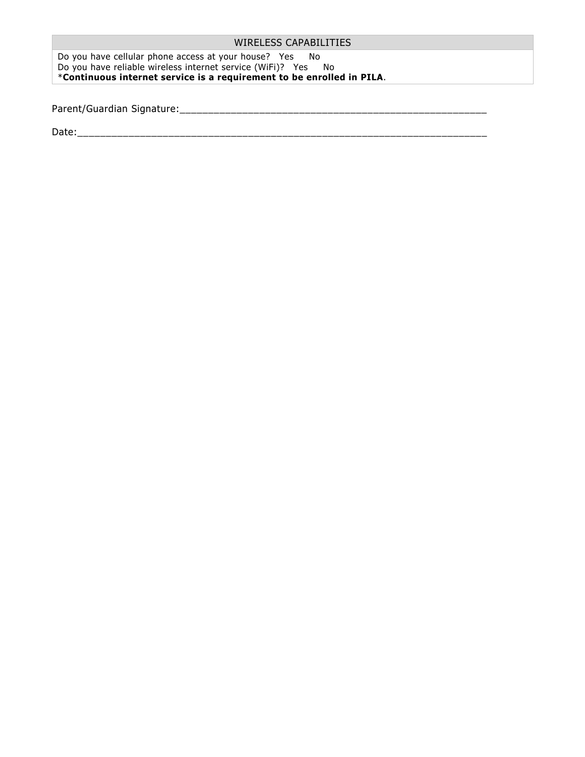| WIRELESS CAPABILITIES |
| --- |
| Do you have cellular phone access at your house?   Yes     No<br>Do you have reliable wireless internet service (WiFi)?   Yes     No<br>\***Continuous internet service is a requirement to be enrolled in PILA**. |

Parent/Guardian Signature:_______________________________________________________

Date:______________________________________________________________________